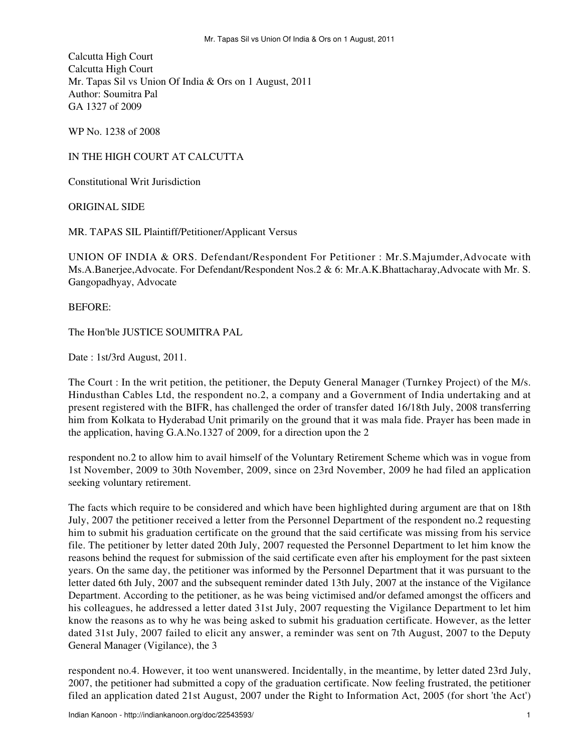Calcutta High Court
Calcutta High Court
Mr. Tapas Sil vs Union Of India & Ors on 1 August, 2011
Author: Soumitra Pal
GA 1327 of 2009

WP No. 1238 of 2008

IN THE HIGH COURT AT CALCUTTA

Constitutional Writ Jurisdiction

ORIGINAL SIDE

MR. TAPAS SIL Plaintiff/Petitioner/Applicant Versus

UNION OF INDIA & ORS. Defendant/Respondent For Petitioner : Mr.S.Majumder,Advocate with Ms.A.Banerjee,Advocate. For Defendant/Respondent Nos.2 & 6: Mr.A.K.Bhattacharay,Advocate with Mr. S. Gangopadhyay, Advocate

BEFORE:

The Hon'ble JUSTICE SOUMITRA PAL

Date : 1st/3rd August, 2011.

The Court : In the writ petition, the petitioner, the Deputy General Manager (Turnkey Project) of the M/s. Hindusthan Cables Ltd, the respondent no.2, a company and a Government of India undertaking and at present registered with the BIFR, has challenged the order of transfer dated 16/18th July, 2008 transferring him from Kolkata to Hyderabad Unit primarily on the ground that it was mala fide. Prayer has been made in the application, having G.A.No.1327 of 2009, for a direction upon the 2

respondent no.2 to allow him to avail himself of the Voluntary Retirement Scheme which was in vogue from 1st November, 2009 to 30th November, 2009, since on 23rd November, 2009 he had filed an application seeking voluntary retirement.

The facts which require to be considered and which have been highlighted during argument are that on 18th July, 2007 the petitioner received a letter from the Personnel Department of the respondent no.2 requesting him to submit his graduation certificate on the ground that the said certificate was missing from his service file. The petitioner by letter dated 20th July, 2007 requested the Personnel Department to let him know the reasons behind the request for submission of the said certificate even after his employment for the past sixteen years. On the same day, the petitioner was informed by the Personnel Department that it was pursuant to the letter dated 6th July, 2007 and the subsequent reminder dated 13th July, 2007 at the instance of the Vigilance Department. According to the petitioner, as he was being victimised and/or defamed amongst the officers and his colleagues, he addressed a letter dated 31st July, 2007 requesting the Vigilance Department to let him know the reasons as to why he was being asked to submit his graduation certificate. However, as the letter dated 31st July, 2007 failed to elicit any answer, a reminder was sent on 7th August, 2007 to the Deputy General Manager (Vigilance), the 3

respondent no.4. However, it too went unanswered. Incidentally, in the meantime, by letter dated 23rd July, 2007, the petitioner had submitted a copy of the graduation certificate. Now feeling frustrated, the petitioner filed an application dated 21st August, 2007 under the Right to Information Act, 2005 (for short 'the Act')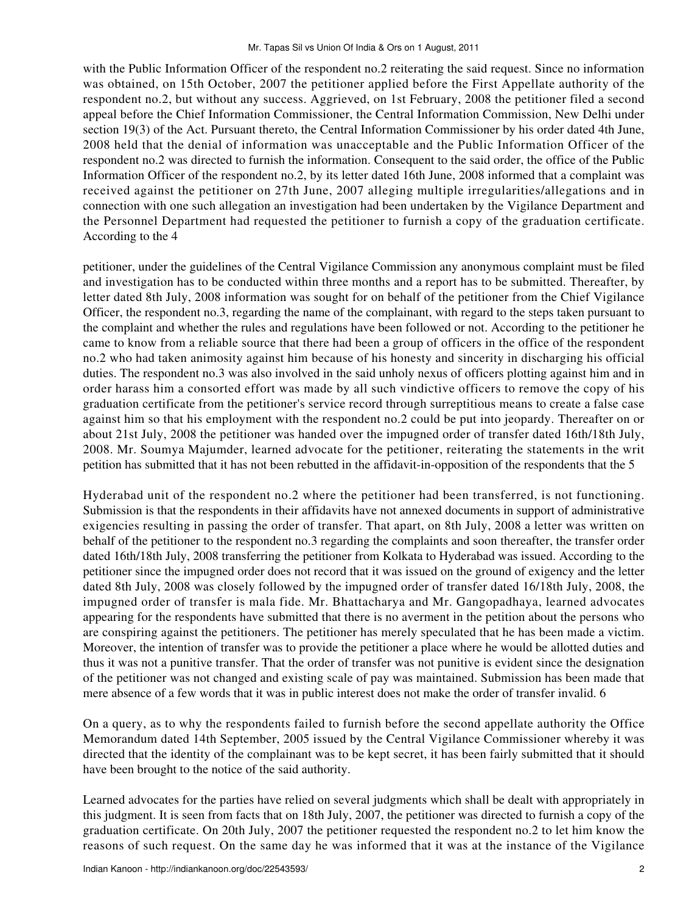with the Public Information Officer of the respondent no.2 reiterating the said request. Since no information was obtained, on 15th October, 2007 the petitioner applied before the First Appellate authority of the respondent no.2, but without any success. Aggrieved, on 1st February, 2008 the petitioner filed a second appeal before the Chief Information Commissioner, the Central Information Commission, New Delhi under section 19(3) of the Act. Pursuant thereto, the Central Information Commissioner by his order dated 4th June, 2008 held that the denial of information was unacceptable and the Public Information Officer of the respondent no.2 was directed to furnish the information. Consequent to the said order, the office of the Public Information Officer of the respondent no.2, by its letter dated 16th June, 2008 informed that a complaint was received against the petitioner on 27th June, 2007 alleging multiple irregularities/allegations and in connection with one such allegation an investigation had been undertaken by the Vigilance Department and the Personnel Department had requested the petitioner to furnish a copy of the graduation certificate. According to the 4

petitioner, under the guidelines of the Central Vigilance Commission any anonymous complaint must be filed and investigation has to be conducted within three months and a report has to be submitted. Thereafter, by letter dated 8th July, 2008 information was sought for on behalf of the petitioner from the Chief Vigilance Officer, the respondent no.3, regarding the name of the complainant, with regard to the steps taken pursuant to the complaint and whether the rules and regulations have been followed or not. According to the petitioner he came to know from a reliable source that there had been a group of officers in the office of the respondent no.2 who had taken animosity against him because of his honesty and sincerity in discharging his official duties. The respondent no.3 was also involved in the said unholy nexus of officers plotting against him and in order harass him a consorted effort was made by all such vindictive officers to remove the copy of his graduation certificate from the petitioner's service record through surreptitious means to create a false case against him so that his employment with the respondent no.2 could be put into jeopardy. Thereafter on or about 21st July, 2008 the petitioner was handed over the impugned order of transfer dated 16th/18th July, 2008. Mr. Soumya Majumder, learned advocate for the petitioner, reiterating the statements in the writ petition has submitted that it has not been rebutted in the affidavit-in-opposition of the respondents that the 5

Hyderabad unit of the respondent no.2 where the petitioner had been transferred, is not functioning. Submission is that the respondents in their affidavits have not annexed documents in support of administrative exigencies resulting in passing the order of transfer. That apart, on 8th July, 2008 a letter was written on behalf of the petitioner to the respondent no.3 regarding the complaints and soon thereafter, the transfer order dated 16th/18th July, 2008 transferring the petitioner from Kolkata to Hyderabad was issued. According to the petitioner since the impugned order does not record that it was issued on the ground of exigency and the letter dated 8th July, 2008 was closely followed by the impugned order of transfer dated 16/18th July, 2008, the impugned order of transfer is mala fide. Mr. Bhattacharya and Mr. Gangopadhaya, learned advocates appearing for the respondents have submitted that there is no averment in the petition about the persons who are conspiring against the petitioners. The petitioner has merely speculated that he has been made a victim. Moreover, the intention of transfer was to provide the petitioner a place where he would be allotted duties and thus it was not a punitive transfer. That the order of transfer was not punitive is evident since the designation of the petitioner was not changed and existing scale of pay was maintained. Submission has been made that mere absence of a few words that it was in public interest does not make the order of transfer invalid. 6

On a query, as to why the respondents failed to furnish before the second appellate authority the Office Memorandum dated 14th September, 2005 issued by the Central Vigilance Commissioner whereby it was directed that the identity of the complainant was to be kept secret, it has been fairly submitted that it should have been brought to the notice of the said authority.

Learned advocates for the parties have relied on several judgments which shall be dealt with appropriately in this judgment. It is seen from facts that on 18th July, 2007, the petitioner was directed to furnish a copy of the graduation certificate. On 20th July, 2007 the petitioner requested the respondent no.2 to let him know the reasons of such request. On the same day he was informed that it was at the instance of the Vigilance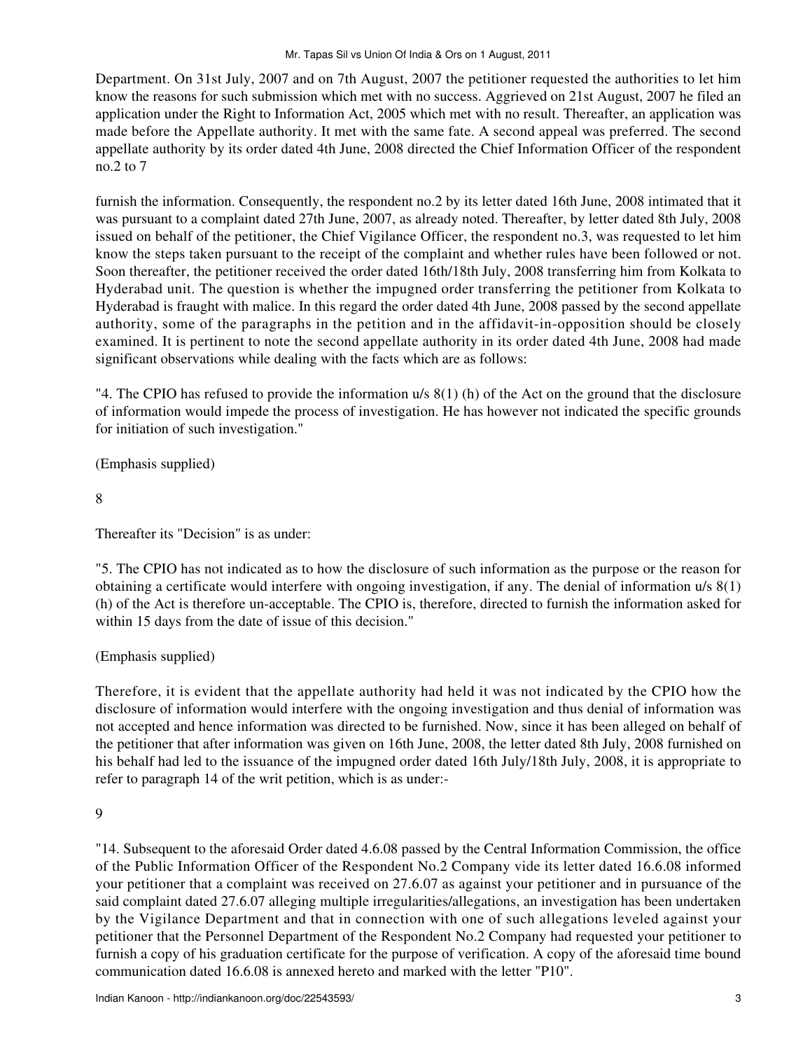Department. On 31st July, 2007 and on 7th August, 2007 the petitioner requested the authorities to let him know the reasons for such submission which met with no success. Aggrieved on 21st August, 2007 he filed an application under the Right to Information Act, 2005 which met with no result. Thereafter, an application was made before the Appellate authority. It met with the same fate. A second appeal was preferred. The second appellate authority by its order dated 4th June, 2008 directed the Chief Information Officer of the respondent no.2 to 7

furnish the information. Consequently, the respondent no.2 by its letter dated 16th June, 2008 intimated that it was pursuant to a complaint dated 27th June, 2007, as already noted. Thereafter, by letter dated 8th July, 2008 issued on behalf of the petitioner, the Chief Vigilance Officer, the respondent no.3, was requested to let him know the steps taken pursuant to the receipt of the complaint and whether rules have been followed or not. Soon thereafter, the petitioner received the order dated 16th/18th July, 2008 transferring him from Kolkata to Hyderabad unit. The question is whether the impugned order transferring the petitioner from Kolkata to Hyderabad is fraught with malice. In this regard the order dated 4th June, 2008 passed by the second appellate authority, some of the paragraphs in the petition and in the affidavit-in-opposition should be closely examined. It is pertinent to note the second appellate authority in its order dated 4th June, 2008 had made significant observations while dealing with the facts which are as follows:

"4. The CPIO has refused to provide the information u/s 8(1) (h) of the Act on the ground that the disclosure of information would impede the process of investigation. He has however not indicated the specific grounds for initiation of such investigation."

(Emphasis supplied)

8

Thereafter its "Decision" is as under:

"5. The CPIO has not indicated as to how the disclosure of such information as the purpose or the reason for obtaining a certificate would interfere with ongoing investigation, if any. The denial of information u/s 8(1) (h) of the Act is therefore un-acceptable. The CPIO is, therefore, directed to furnish the information asked for within 15 days from the date of issue of this decision."

(Emphasis supplied)

Therefore, it is evident that the appellate authority had held it was not indicated by the CPIO how the disclosure of information would interfere with the ongoing investigation and thus denial of information was not accepted and hence information was directed to be furnished. Now, since it has been alleged on behalf of the petitioner that after information was given on 16th June, 2008, the letter dated 8th July, 2008 furnished on his behalf had led to the issuance of the impugned order dated 16th July/18th July, 2008, it is appropriate to refer to paragraph 14 of the writ petition, which is as under:-

9

"14. Subsequent to the aforesaid Order dated 4.6.08 passed by the Central Information Commission, the office of the Public Information Officer of the Respondent No.2 Company vide its letter dated 16.6.08 informed your petitioner that a complaint was received on 27.6.07 as against your petitioner and in pursuance of the said complaint dated 27.6.07 alleging multiple irregularities/allegations, an investigation has been undertaken by the Vigilance Department and that in connection with one of such allegations leveled against your petitioner that the Personnel Department of the Respondent No.2 Company had requested your petitioner to furnish a copy of his graduation certificate for the purpose of verification. A copy of the aforesaid time bound communication dated 16.6.08 is annexed hereto and marked with the letter "P10".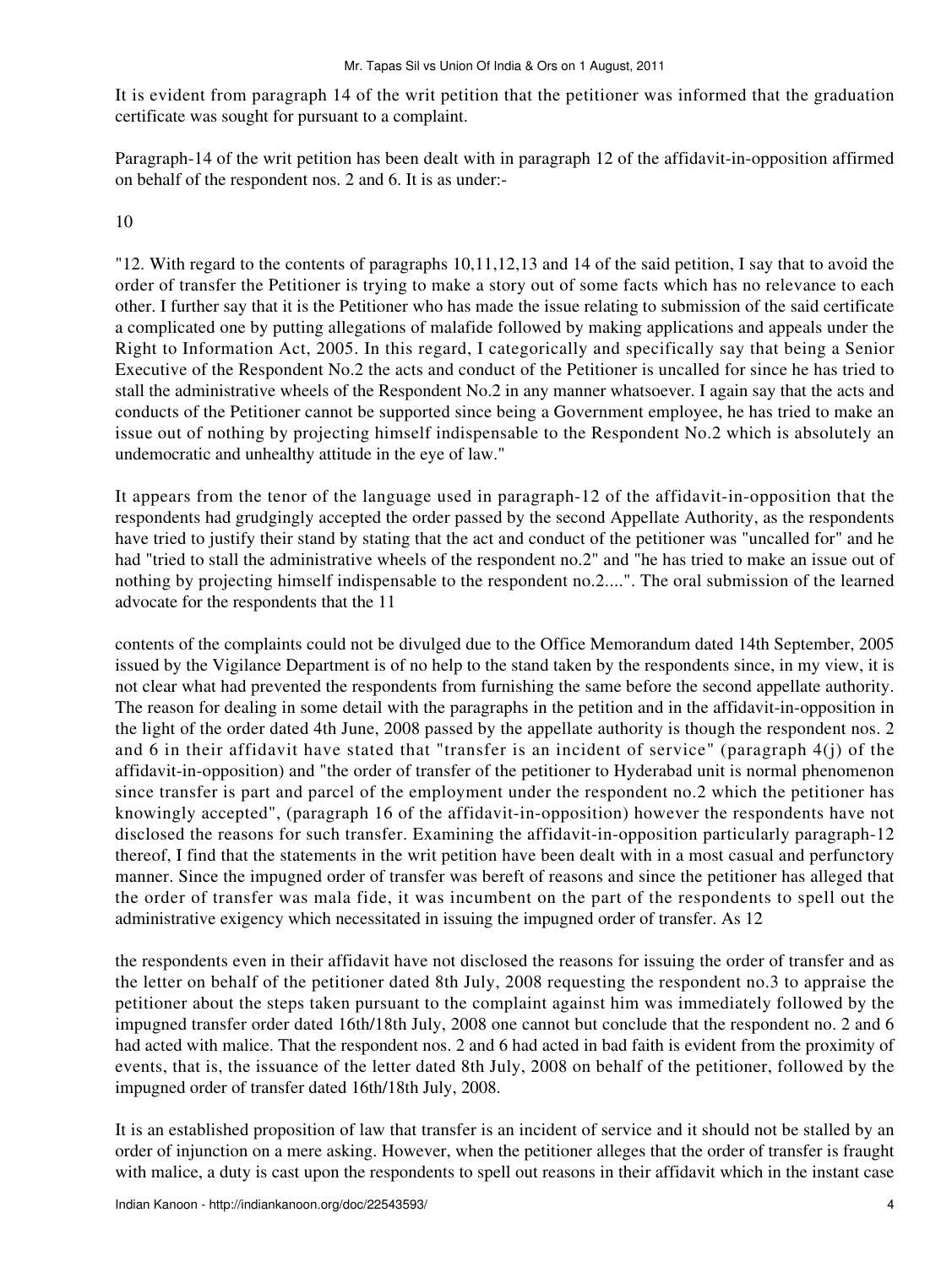It is evident from paragraph 14 of the writ petition that the petitioner was informed that the graduation certificate was sought for pursuant to a complaint.

Paragraph-14 of the writ petition has been dealt with in paragraph 12 of the affidavit-in-opposition affirmed on behalf of the respondent nos. 2 and 6. It is as under:-

10

"12. With regard to the contents of paragraphs 10,11,12,13 and 14 of the said petition, I say that to avoid the order of transfer the Petitioner is trying to make a story out of some facts which has no relevance to each other. I further say that it is the Petitioner who has made the issue relating to submission of the said certificate a complicated one by putting allegations of malafide followed by making applications and appeals under the Right to Information Act, 2005. In this regard, I categorically and specifically say that being a Senior Executive of the Respondent No.2 the acts and conduct of the Petitioner is uncalled for since he has tried to stall the administrative wheels of the Respondent No.2 in any manner whatsoever. I again say that the acts and conducts of the Petitioner cannot be supported since being a Government employee, he has tried to make an issue out of nothing by projecting himself indispensable to the Respondent No.2 which is absolutely an undemocratic and unhealthy attitude in the eye of law."

It appears from the tenor of the language used in paragraph-12 of the affidavit-in-opposition that the respondents had grudgingly accepted the order passed by the second Appellate Authority, as the respondents have tried to justify their stand by stating that the act and conduct of the petitioner was "uncalled for" and he had "tried to stall the administrative wheels of the respondent no.2" and "he has tried to make an issue out of nothing by projecting himself indispensable to the respondent no.2....". The oral submission of the learned advocate for the respondents that the 11

contents of the complaints could not be divulged due to the Office Memorandum dated 14th September, 2005 issued by the Vigilance Department is of no help to the stand taken by the respondents since, in my view, it is not clear what had prevented the respondents from furnishing the same before the second appellate authority. The reason for dealing in some detail with the paragraphs in the petition and in the affidavit-in-opposition in the light of the order dated 4th June, 2008 passed by the appellate authority is though the respondent nos. 2 and 6 in their affidavit have stated that "transfer is an incident of service" (paragraph 4(j) of the affidavit-in-opposition) and "the order of transfer of the petitioner to Hyderabad unit is normal phenomenon since transfer is part and parcel of the employment under the respondent no.2 which the petitioner has knowingly accepted", (paragraph 16 of the affidavit-in-opposition) however the respondents have not disclosed the reasons for such transfer. Examining the affidavit-in-opposition particularly paragraph-12 thereof, I find that the statements in the writ petition have been dealt with in a most casual and perfunctory manner. Since the impugned order of transfer was bereft of reasons and since the petitioner has alleged that the order of transfer was mala fide, it was incumbent on the part of the respondents to spell out the administrative exigency which necessitated in issuing the impugned order of transfer. As 12

the respondents even in their affidavit have not disclosed the reasons for issuing the order of transfer and as the letter on behalf of the petitioner dated 8th July, 2008 requesting the respondent no.3 to appraise the petitioner about the steps taken pursuant to the complaint against him was immediately followed by the impugned transfer order dated 16th/18th July, 2008 one cannot but conclude that the respondent no. 2 and 6 had acted with malice. That the respondent nos. 2 and 6 had acted in bad faith is evident from the proximity of events, that is, the issuance of the letter dated 8th July, 2008 on behalf of the petitioner, followed by the impugned order of transfer dated 16th/18th July, 2008.

It is an established proposition of law that transfer is an incident of service and it should not be stalled by an order of injunction on a mere asking. However, when the petitioner alleges that the order of transfer is fraught with malice, a duty is cast upon the respondents to spell out reasons in their affidavit which in the instant case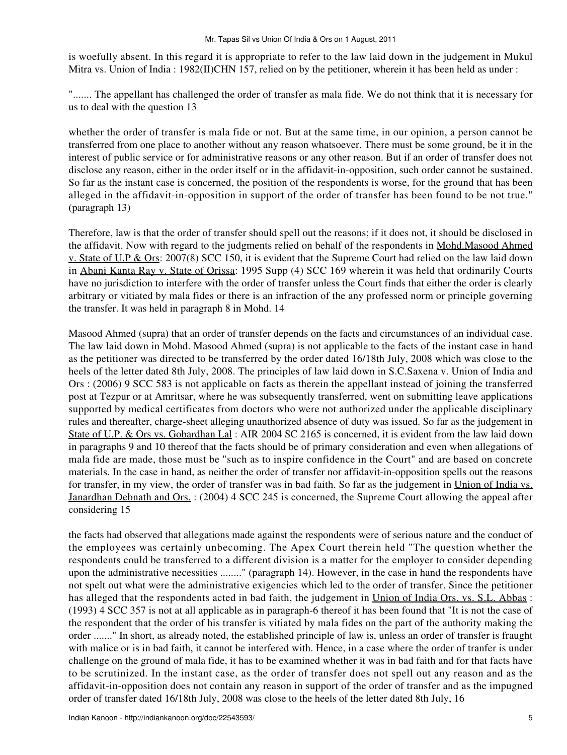is woefully absent. In this regard it is appropriate to refer to the law laid down in the judgement in Mukul Mitra vs. Union of India : 1982(II)CHN 157, relied on by the petitioner, wherein it has been held as under :

"....... The appellant has challenged the order of transfer as mala fide. We do not think that it is necessary for us to deal with the question 13

whether the order of transfer is mala fide or not. But at the same time, in our opinion, a person cannot be transferred from one place to another without any reason whatsoever. There must be some ground, be it in the interest of public service or for administrative reasons or any other reason. But if an order of transfer does not disclose any reason, either in the order itself or in the affidavit-in-opposition, such order cannot be sustained. So far as the instant case is concerned, the position of the respondents is worse, for the ground that has been alleged in the affidavit-in-opposition in support of the order of transfer has been found to be not true." (paragraph 13)

Therefore, law is that the order of transfer should spell out the reasons; if it does not, it should be disclosed in the affidavit. Now with regard to the judgments relied on behalf of the respondents in Mohd.Masood Ahmed v. State of U.P & Ors: 2007(8) SCC 150, it is evident that the Supreme Court had relied on the law laid down in Abani Kanta Ray v. State of Orissa: 1995 Supp (4) SCC 169 wherein it was held that ordinarily Courts have no jurisdiction to interfere with the order of transfer unless the Court finds that either the order is clearly arbitrary or vitiated by mala fides or there is an infraction of the any professed norm or principle governing the transfer. It was held in paragraph 8 in Mohd. 14

Masood Ahmed (supra) that an order of transfer depends on the facts and circumstances of an individual case. The law laid down in Mohd. Masood Ahmed (supra) is not applicable to the facts of the instant case in hand as the petitioner was directed to be transferred by the order dated 16/18th July, 2008 which was close to the heels of the letter dated 8th July, 2008. The principles of law laid down in S.C.Saxena v. Union of India and Ors : (2006) 9 SCC 583 is not applicable on facts as therein the appellant instead of joining the transferred post at Tezpur or at Amritsar, where he was subsequently transferred, went on submitting leave applications supported by medical certificates from doctors who were not authorized under the applicable disciplinary rules and thereafter, charge-sheet alleging unauthorized absence of duty was issued. So far as the judgement in State of U.P. & Ors vs. Gobardhan Lal : AIR 2004 SC 2165 is concerned, it is evident from the law laid down in paragraphs 9 and 10 thereof that the facts should be of primary consideration and even when allegations of mala fide are made, those must be "such as to inspire confidence in the Court" and are based on concrete materials. In the case in hand, as neither the order of transfer nor affidavit-in-opposition spells out the reasons for transfer, in my view, the order of transfer was in bad faith. So far as the judgement in Union of India vs. Janardhan Debnath and Ors. : (2004) 4 SCC 245 is concerned, the Supreme Court allowing the appeal after considering 15

the facts had observed that allegations made against the respondents were of serious nature and the conduct of the employees was certainly unbecoming. The Apex Court therein held "The question whether the respondents could be transferred to a different division is a matter for the employer to consider depending upon the administrative necessities ........" (paragraph 14). However, in the case in hand the respondents have not spelt out what were the administrative exigencies which led to the order of transfer. Since the petitioner has alleged that the respondents acted in bad faith, the judgement in Union of India Ors. vs. S.L. Abbas : (1993) 4 SCC 357 is not at all applicable as in paragraph-6 thereof it has been found that "It is not the case of the respondent that the order of his transfer is vitiated by mala fides on the part of the authority making the order ......." In short, as already noted, the established principle of law is, unless an order of transfer is fraught with malice or is in bad faith, it cannot be interfered with. Hence, in a case where the order of tranfer is under challenge on the ground of mala fide, it has to be examined whether it was in bad faith and for that facts have to be scrutinized. In the instant case, as the order of transfer does not spell out any reason and as the affidavit-in-opposition does not contain any reason in support of the order of transfer and as the impugned order of transfer dated 16/18th July, 2008 was close to the heels of the letter dated 8th July, 16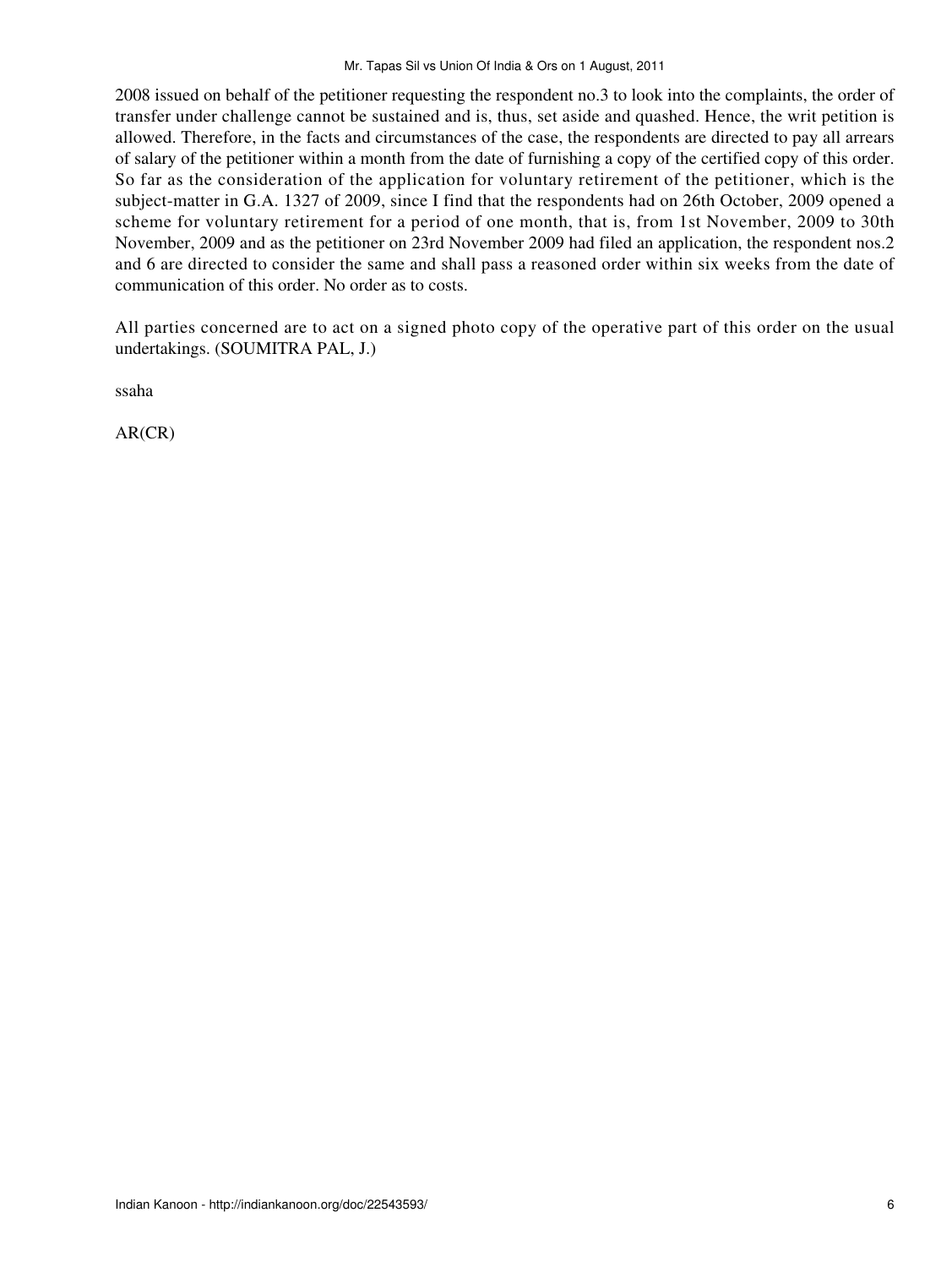2008 issued on behalf of the petitioner requesting the respondent no.3 to look into the complaints, the order of transfer under challenge cannot be sustained and is, thus, set aside and quashed. Hence, the writ petition is allowed. Therefore, in the facts and circumstances of the case, the respondents are directed to pay all arrears of salary of the petitioner within a month from the date of furnishing a copy of the certified copy of this order. So far as the consideration of the application for voluntary retirement of the petitioner, which is the subject-matter in G.A. 1327 of 2009, since I find that the respondents had on 26th October, 2009 opened a scheme for voluntary retirement for a period of one month, that is, from 1st November, 2009 to 30th November, 2009 and as the petitioner on 23rd November 2009 had filed an application, the respondent nos.2 and 6 are directed to consider the same and shall pass a reasoned order within six weeks from the date of communication of this order. No order as to costs.

All parties concerned are to act on a signed photo copy of the operative part of this order on the usual undertakings. (SOUMITRA PAL, J.)

ssaha

AR(CR)